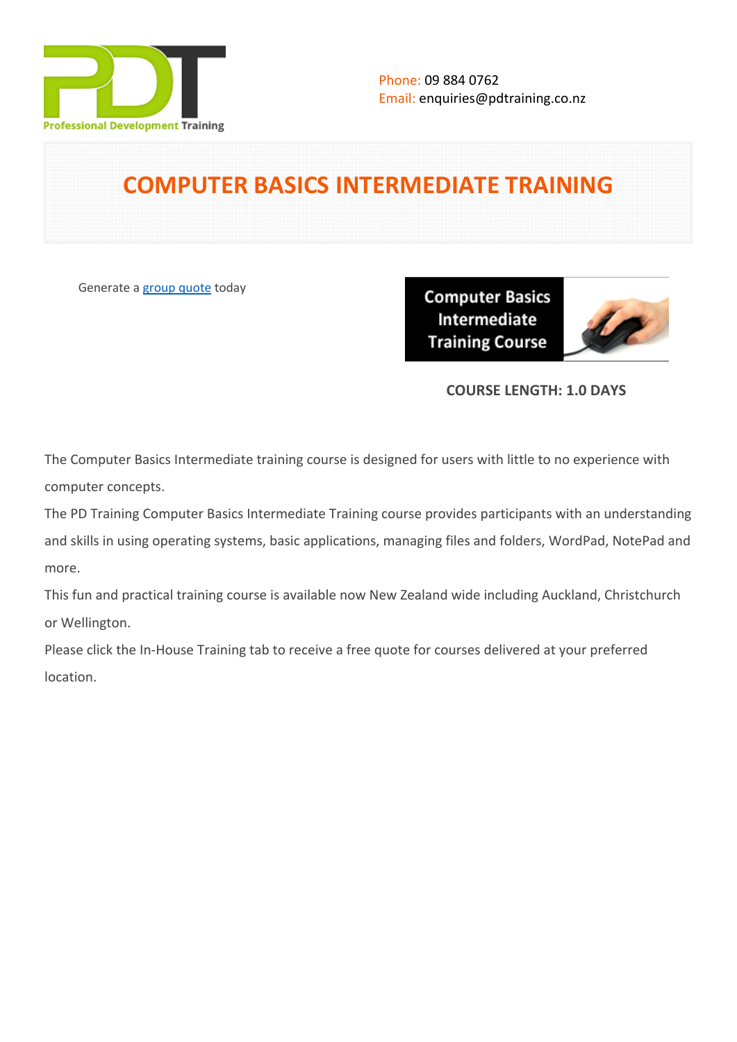Phone: 09 884 0762
Email: enquiries@pdtraining.co.nz

# COMPUTER BASICS INTERMEDIATE TRAINING

Generate a [group quote](group quote) today

**COURSE LENGTH: 1.0 DAYS**

The Computer Basics Intermediate training course is designed for users with little to no experience with computer concepts.

The PD Training Computer Basics Intermediate Training course provides participants with an understanding and skills in using operating systems, basic applications, managing files and folders, WordPad, NotePad and more.

This fun and practical training course is available now New Zealand wide including Auckland, Christchurch or Wellington.

Please click the In-House Training tab to receive a free quote for courses delivered at your preferred location.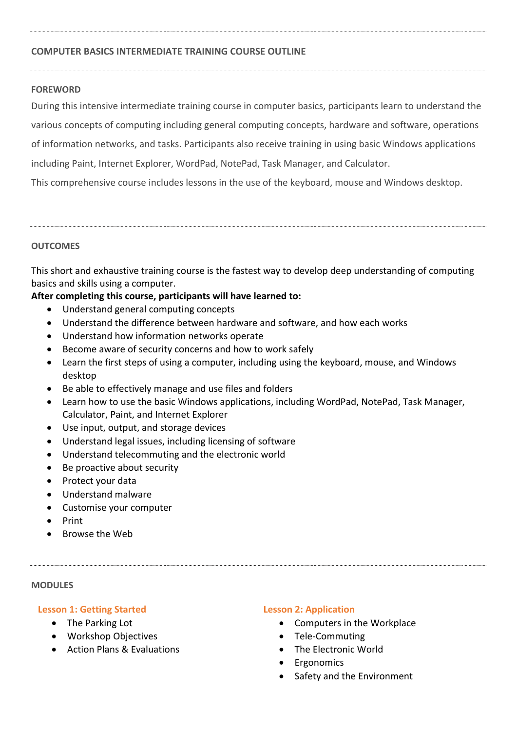## COMPUTER BASICS INTERMEDIATE TRAINING COURSE OUTLINE

### FOREWORD

During this intensive intermediate training course in computer basics, participants learn to understand the various concepts of computing including general computing concepts, hardware and software, operations of information networks, and tasks. Participants also receive training in using basic Windows applications including Paint, Internet Explorer, WordPad, NotePad, Task Manager, and Calculator.

This comprehensive course includes lessons in the use of the keyboard, mouse and Windows desktop.

### OUTCOMES

This short and exhaustive training course is the fastest way to develop deep understanding of computing basics and skills using a computer.

**After completing this course, participants will have learned to:**

- Understand general computing concepts
- Understand the difference between hardware and software, and how each works
- Understand how information networks operate
- Become aware of security concerns and how to work safely
- Learn the first steps of using a computer, including using the keyboard, mouse, and Windows desktop
- Be able to effectively manage and use files and folders
- Learn how to use the basic Windows applications, including WordPad, NotePad, Task Manager, Calculator, Paint, and Internet Explorer
- Use input, output, and storage devices
- Understand legal issues, including licensing of software
- Understand telecommuting and the electronic world
- Be proactive about security
- Protect your data
- Understand malware
- Customise your computer
- Print
- Browse the Web

### MODULES

#### Lesson 1: Getting Started

- The Parking Lot
- Workshop Objectives
- Action Plans & Evaluations

#### Lesson 2: Application

- Computers in the Workplace
- Tele-Commuting
- The Electronic World
- Ergonomics
- Safety and the Environment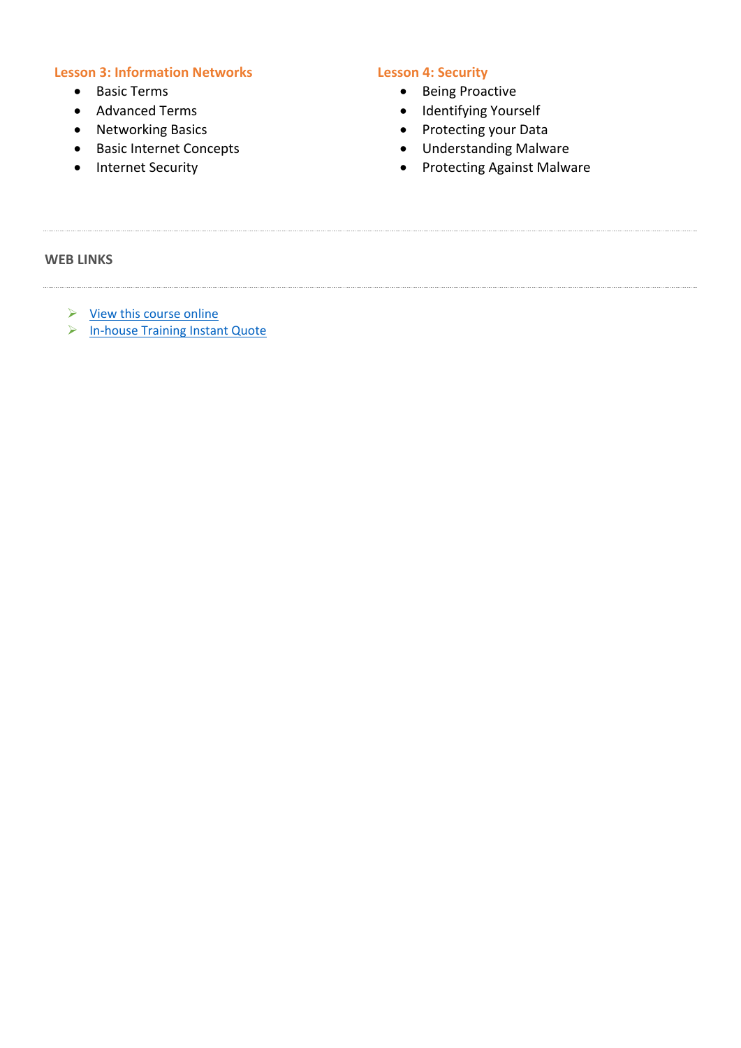### Lesson 3: Information Networks

- Basic Terms
- Advanced Terms
- Networking Basics
- Basic Internet Concepts
- Internet Security

### Lesson 4: Security

- Being Proactive
- Identifying Yourself
- Protecting your Data
- Understanding Malware
- Protecting Against Malware

---

## WEB LINKS

---

- View this course online
- In-house Training Instant Quote